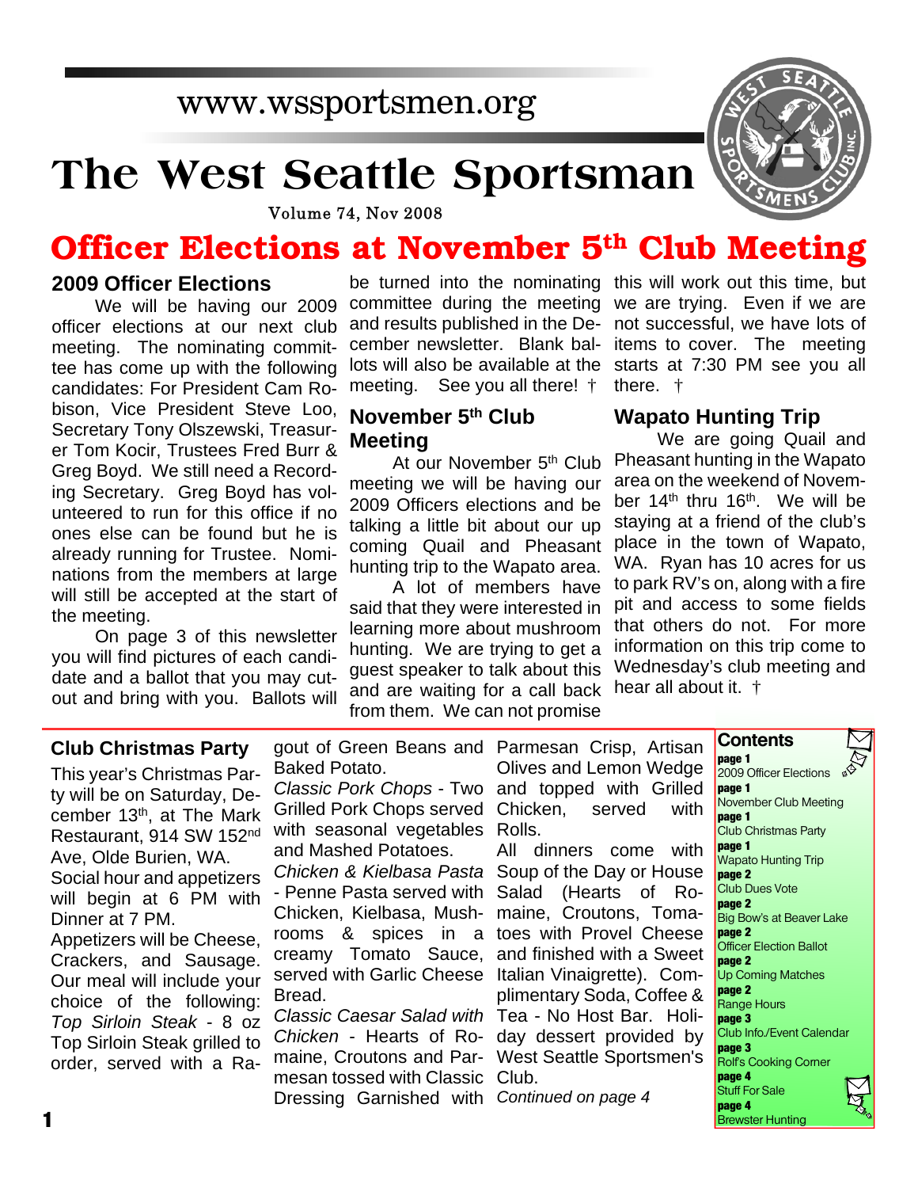www.wssportsmen.org

# The West Seattle Sportsman

Volume 74, Nov 2008

# Officer Elections at November 5th Club Meeting

## 2009 Officer Elections

We will be having our 2009 officer elections at our next club meeting. The nominating committee has come up with the following candidates: For President Cam Robison, Vice President Steve Loo, Secretary Tony Olszewski, Treasurer Tom Kocir, Trustees Fred Burr & Greg Boyd. We still need a Recording Secretary. Greg Boyd has volunteered to run for this office if no ones else can be found but he is already running for Trustee. Nominations from the members at large will still be accepted at the start of the meeting.

On page 3 of this newsletter you will find pictures of each candidate and a ballot that you may cut-out and bring with you. Ballots will be turned into the nominating committee during the meeting and results published in the December newsletter. Blank ballots will also be available at the meeting. See you all there! †

## November 5th Club Meeting

At our November 5th Club meeting we will be having our 2009 Officers elections and be talking a little bit about our up coming Quail and Pheasant hunting trip to the Wapato area.

A lot of members have said that they were interested in learning more about mushroom hunting. We are trying to get a guest speaker to talk about this and are waiting for a call back from them. We can not promise this will work out this time, but we are trying. Even if we are not successful, we have lots of items to cover. The meeting starts at 7:30 PM see you all there. †

## Wapato Hunting Trip

We are going Quail and Pheasant hunting in the Wapato area on the weekend of November 14th thru 16th. We will be staying at a friend of the club's place in the town of Wapato, WA. Ryan has 10 acres for us to park RV's on, along with a fire pit and access to some fields that others do not. For more information on this trip come to Wednesday's club meeting and hear all about it. †

## Club Christmas Party

This year's Christmas Party will be on Saturday, December 13th, at The Mark Restaurant, 914 SW 152nd Ave, Olde Burien, WA.

Social hour and appetizers will begin at 6 PM with Dinner at 7 PM.

Appetizers will be Cheese, Crackers, and Sausage. Our meal will include your choice of the following:

*Top Sirloin Steak* - 8 oz Top Sirloin Steak grilled to order, served with a Ragout of Green Beans and Baked Potato.

*Classic Pork Chops* - Two Grilled Pork Chops served with seasonal vegetables and Mashed Potatoes.

*Chicken & Kielbasa Pasta* - Penne Pasta served with Chicken, Kielbasa, Mushrooms & spices in a creamy Tomato Sauce, served with Garlic Cheese Bread.

*Classic Caesar Salad with Chicken* - Hearts of Romaine, Croutons and Parmesan tossed with Classic Dressing Garnished with Parmesan Crisp, Artisan Olives and Lemon Wedge and topped with Grilled Chicken, served with Rolls.

All dinners come with Soup of the Day or House Salad (Hearts of Romaine, Croutons, Tomatoes with Provel Cheese and finished with a Sweet Italian Vinaigrette). Complimentary Soda, Coffee & Tea - No Host Bar. Holiday dessert provided by West Seattle Sportsmen's Club.

*Continued on page 4*

## Contents

- **page 1** 2009 Officer Elections
- **page 1** November Club Meeting
- **page 1** Club Christmas Party
- **page 1** Wapato Hunting Trip
- **page 2** Club Dues Vote
- **page 2** Big Bow's at Beaver Lake
- **page 2** Officer Election Ballot
- **page 2** Up Coming Matches
- **page 2** Range Hours
- **page 3** Club Info./Event Calendar
- **page 3** Rolf's Cooking Corner
- **page 4** Stuff For Sale
- **page 4** Brewster Hunting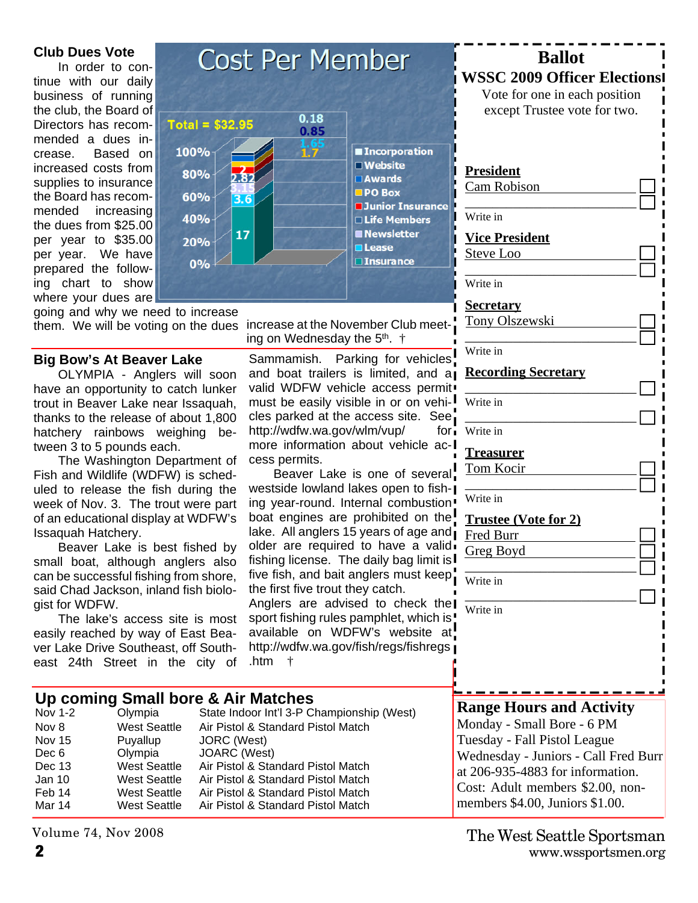## Club Dues Vote

In order to continue with our daily business of running the club, the Board of Directors has recommended a dues increase. Based on increased costs from supplies to insurance the Board has recommended increasing the dues from $25.00 per year to $35.00 per year. We have prepared the following chart to show where your dues are going and why we need to increase them. We will be voting on the dues increase at the November Club meeting on Wednesday the 5th. †

**Cost Per Member**

Total = $32.95

| Item | Cost |
|---|---|
| Incorporation | 0.18 |
| Website | 0.85 |
| Awards | 1.65 |
| PO Box | 1.7 |
| Junior Insurance | 2 |
| Life Members | 2.82 |
| Newsletter | 3.15 |
| Lease | 3.6 |
| Insurance | 17 |

## Ballot

### WSSC 2009 Officer Elections

Vote for one in each position except Trustee vote for two.

**President**
- Cam Robison ☐
- ☐ Write in

**Vice President**
- Steve Loo ☐
- ☐ Write in

**Secretary**
- Tony Olszewski ☐
- ☐ Write in

**Recording Secretary**
- ☐ Write in
- ☐ Write in

**Treasurer**
- Tom Kocir ☐
- ☐ Write in

**Trustee (Vote for 2)**
- Fred Burr ☐
- Greg Boyd ☐
- ☐ Write in
- ☐ Write in

## Big Bow's At Beaver Lake

OLYMPIA - Anglers will soon have an opportunity to catch lunker trout in Beaver Lake near Issaquah, thanks to the release of about 1,800 hatchery rainbows weighing between 3 to 5 pounds each.

The Washington Department of Fish and Wildlife (WDFW) is scheduled to release the fish during the week of Nov. 3. The trout were part of an educational display at WDFW's Issaquah Hatchery.

Beaver Lake is best fished by small boat, although anglers also can be successful fishing from shore, said Chad Jackson, inland fish biologist for WDFW.

The lake's access site is most easily reached by way of East Beaver Lake Drive Southeast, off Southeast 24th Street in the city of Sammamish. Parking for vehicles and boat trailers is limited, and a valid WDFW vehicle access permit must be easily visible in or on vehicles parked at the access site. See http://wdfw.wa.gov/wlm/vup/ for more information about vehicle access permits.

Beaver Lake is one of several westside lowland lakes open to fishing year-round. Internal combustion boat engines are prohibited on the lake. All anglers 15 years of age and older are required to have a valid fishing license. The daily bag limit is five fish, and bait anglers must keep the first five trout they catch.

Anglers are advised to check the sport fishing rules pamphlet, which is available on WDFW's website at http://wdfw.wa.gov/fish/regs/fishregs.htm †

## Up coming Small bore & Air Matches

| Date | Location | Match |
|---|---|---|
| Nov 1-2 | Olympia | State Indoor Int'l 3-P Championship (West) |
| Nov 8 | West Seattle | Air Pistol & Standard Pistol Match |
| Nov 15 | Puyallup | JORC (West) |
| Dec 6 | Olympia | JOARC (West) |
| Dec 13 | West Seattle | Air Pistol & Standard Pistol Match |
| Jan 10 | West Seattle | Air Pistol & Standard Pistol Match |
| Feb 14 | West Seattle | Air Pistol & Standard Pistol Match |
| Mar 14 | West Seattle | Air Pistol & Standard Pistol Match |

## Range Hours and Activity

Monday - Small Bore - 6 PM
Tuesday - Fall Pistol League
Wednesday - Juniors - Call Fred Burr at 206-935-4883 for information.
Cost: Adult members $2.00, non-members $4.00, Juniors $1.00.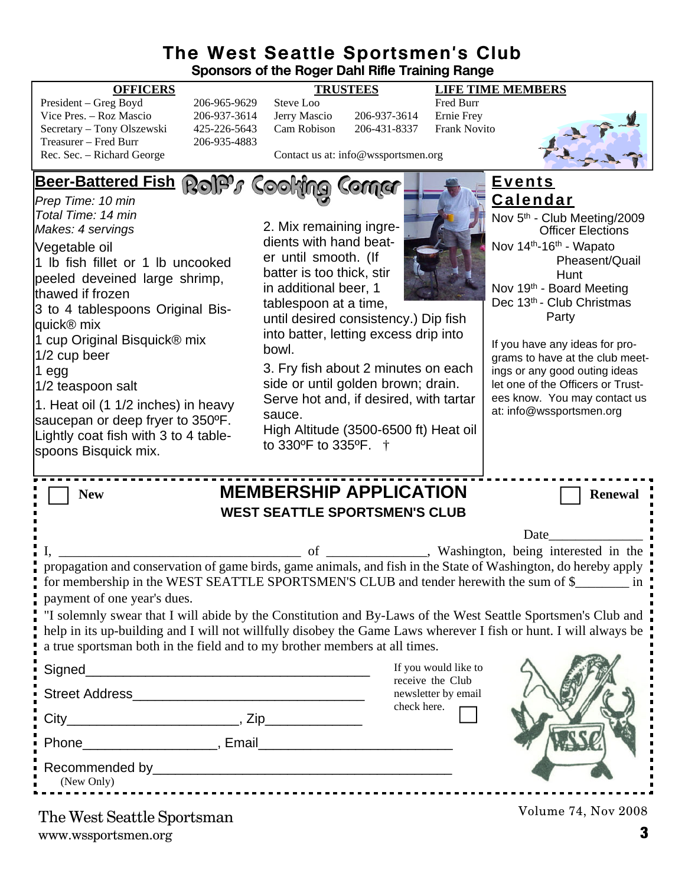# The West Seattle Sportsmen's Club

**Sponsors of the Roger Dahl Rifle Training Range**

| OFFICERS | | TRUSTEES | | LIFE TIME MEMBERS |
|---|---|---|---|---|
| President – Greg Boyd | 206-965-9629 | Steve Loo | | Fred Burr |
| Vice Pres. – Roz Mascio | 206-937-3614 | Jerry Mascio | 206-937-3614 | Ernie Frey |
| Secretary – Tony Olszewski | 425-226-5643 | Cam Robison | 206-431-8337 | Frank Novito |
| Treasurer – Fred Burr | 206-935-4883 | | | |
| Rec. Sec. – Richard George | | Contact us at: info@wssportsmen.org | | |

## Rolf's Cooking Corner

### Beer-Battered Fish

*Prep Time: 10 min*
*Total Time: 14 min*
*Makes: 4 servings*

Vegetable oil
1 lb fish fillet or 1 lb uncooked peeled deveined large shrimp, thawed if frozen
3 to 4 tablespoons Original Bisquick® mix
1 cup Original Bisquick® mix
1/2 cup beer
1 egg
1/2 teaspoon salt

1. Heat oil (1 1/2 inches) in heavy saucepan or deep fryer to 350ºF. Lightly coat fish with 3 to 4 tablespoons Bisquick mix.

2. Mix remaining ingredients with hand beater until smooth. (If batter is too thick, stir in additional beer, 1 tablespoon at a time, until desired consistency.) Dip fish into batter, letting excess drip into bowl.

3. Fry fish about 2 minutes on each side or until golden brown; drain. Serve hot and, if desired, with tartar sauce.

High Altitude (3500-6500 ft) Heat oil to 330ºF to 335ºF. †

## Events Calendar

Nov 5th - Club Meeting/2009 Officer Elections
Nov 14th-16th - Wapato Pheasent/Quail Hunt
Nov 19th - Board Meeting
Dec 13th - Club Christmas Party

If you have any ideas for programs to have at the club meetings or any good outing ideas let one of the Officers or Trustees know. You may contact us at: info@wssportsmen.org

---

☐ **New** ☐ **Renewal**

## MEMBERSHIP APPLICATION

### WEST SEATTLE SPORTSMEN'S CLUB

Date______________

I, ___________________________________ of _______________, Washington, being interested in the propagation and conservation of game birds, game animals, and fish in the State of Washington, do hereby apply for membership in the WEST SEATTLE SPORTSMEN'S CLUB and tender herewith the sum of $________ in payment of one year's dues.

"I solemnly swear that I will abide by the Constitution and By-Laws of the West Seattle Sportsmen's Club and help in its up-building and I will not willfully disobey the Game Laws wherever I fish or hunt. I will always be a true sportsman both in the field and to my brother members at all times.

Signed_______________________________________

Street Address_______________________________

City_______________________, Zip_____________

Phone__________________, Email_________________________

Recommended by_________________________________________
(New Only)

If you would like to receive the Club newsletter by email check here. ☐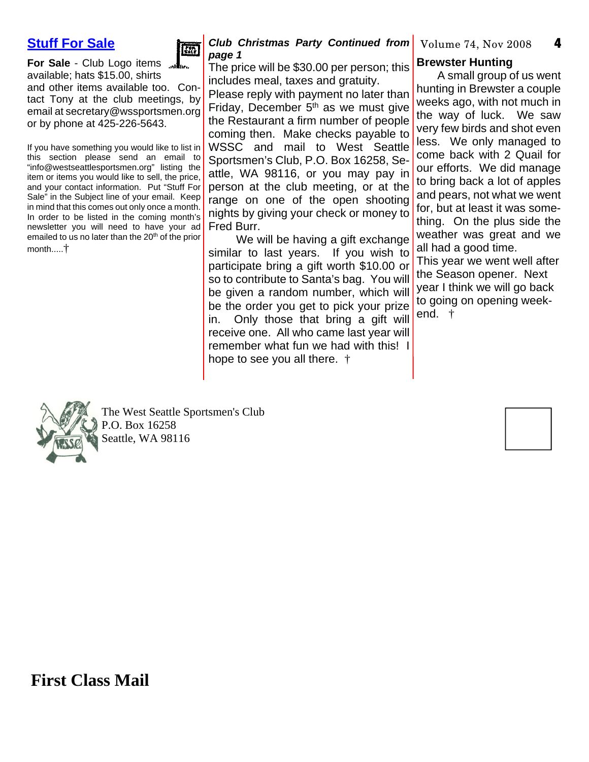## Stuff For Sale

**For Sale** - Club Logo items available; hats $15.00, shirts and other items available too. Contact Tony at the club meetings, by email at secretary@wssportsmen.org or by phone at 425-226-5643.

If you have something you would like to list in this section please send an email to "info@westseattlesportsmen.org" listing the item or items you would like to sell, the price, and your contact information. Put "Stuff For Sale" in the Subject line of your email. Keep in mind that this comes out only once a month. In order to be listed in the coming month's newsletter you will need to have your ad emailed to us no later than the 20th of the prior month.....†

***Club Christmas Party Continued from page 1***

The price will be $30.00 per person; this includes meal, taxes and gratuity.

Please reply with payment no later than Friday, December 5th as we must give the Restaurant a firm number of people coming then. Make checks payable to WSSC and mail to West Seattle Sportsmen's Club, P.O. Box 16258, Seattle, WA 98116, or you may pay in person at the club meeting, or at the range on one of the open shooting nights by giving your check or money to Fred Burr.

We will be having a gift exchange similar to last years. If you wish to participate bring a gift worth $10.00 or so to contribute to Santa's bag. You will be given a random number, which will be the order you get to pick your prize in. Only those that bring a gift will receive one. All who came last year will remember what fun we had with this! I hope to see you all there. †

## Brewster Hunting

A small group of us went hunting in Brewster a couple weeks ago, with not much in the way of luck. We saw very few birds and shot even less. We only managed to come back with 2 Quail for our efforts. We did manage to bring back a lot of apples and pears, not what we went for, but at least it was something. On the plus side the weather was great and we all had a good time.

This year we went well after the Season opener. Next year I think we will go back to going on opening weekend. †

The West Seattle Sportsmen's Club
P.O. Box 16258
Seattle, WA 98116

**First Class Mail**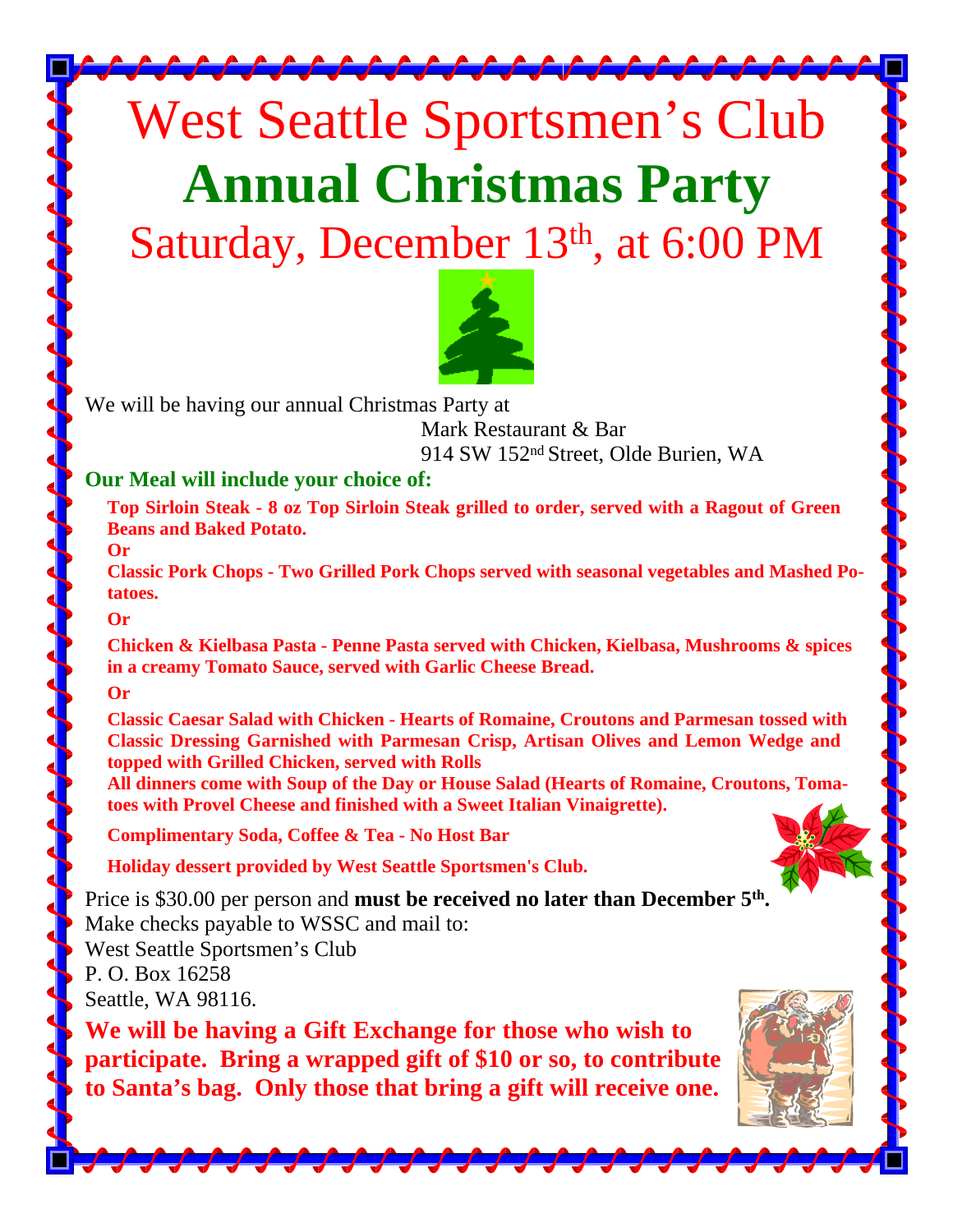# West Seattle Sportsmen's Club

# Annual Christmas Party

## Saturday, December 13th, at 6:00 PM

We will be having our annual Christmas Party at

Mark Restaurant & Bar
914 SW 152nd Street, Olde Burien, WA

**Our Meal will include your choice of:**

**Top Sirloin Steak - 8 oz Top Sirloin Steak grilled to order, served with a Ragout of Green Beans and Baked Potato.**

**Or**

**Classic Pork Chops - Two Grilled Pork Chops served with seasonal vegetables and Mashed Potatoes.**

**Or**

**Chicken & Kielbasa Pasta - Penne Pasta served with Chicken, Kielbasa, Mushrooms & spices in a creamy Tomato Sauce, served with Garlic Cheese Bread.**

**Or**

**Classic Caesar Salad with Chicken - Hearts of Romaine, Croutons and Parmesan tossed with Classic Dressing Garnished with Parmesan Crisp, Artisan Olives and Lemon Wedge and topped with Grilled Chicken, served with Rolls**

**All dinners come with Soup of the Day or House Salad (Hearts of Romaine, Croutons, Tomatoes with Provel Cheese and finished with a Sweet Italian Vinaigrette).**

**Complimentary Soda, Coffee & Tea - No Host Bar**

**Holiday dessert provided by West Seattle Sportsmen's Club.**

Price is $30.00 per person and **must be received no later than December 5th.**
Make checks payable to WSSC and mail to:
West Seattle Sportsmen's Club
P. O. Box 16258
Seattle, WA 98116.

**We will be having a Gift Exchange for those who wish to participate. Bring a wrapped gift of $10 or so, to contribute to Santa's bag. Only those that bring a gift will receive one.**